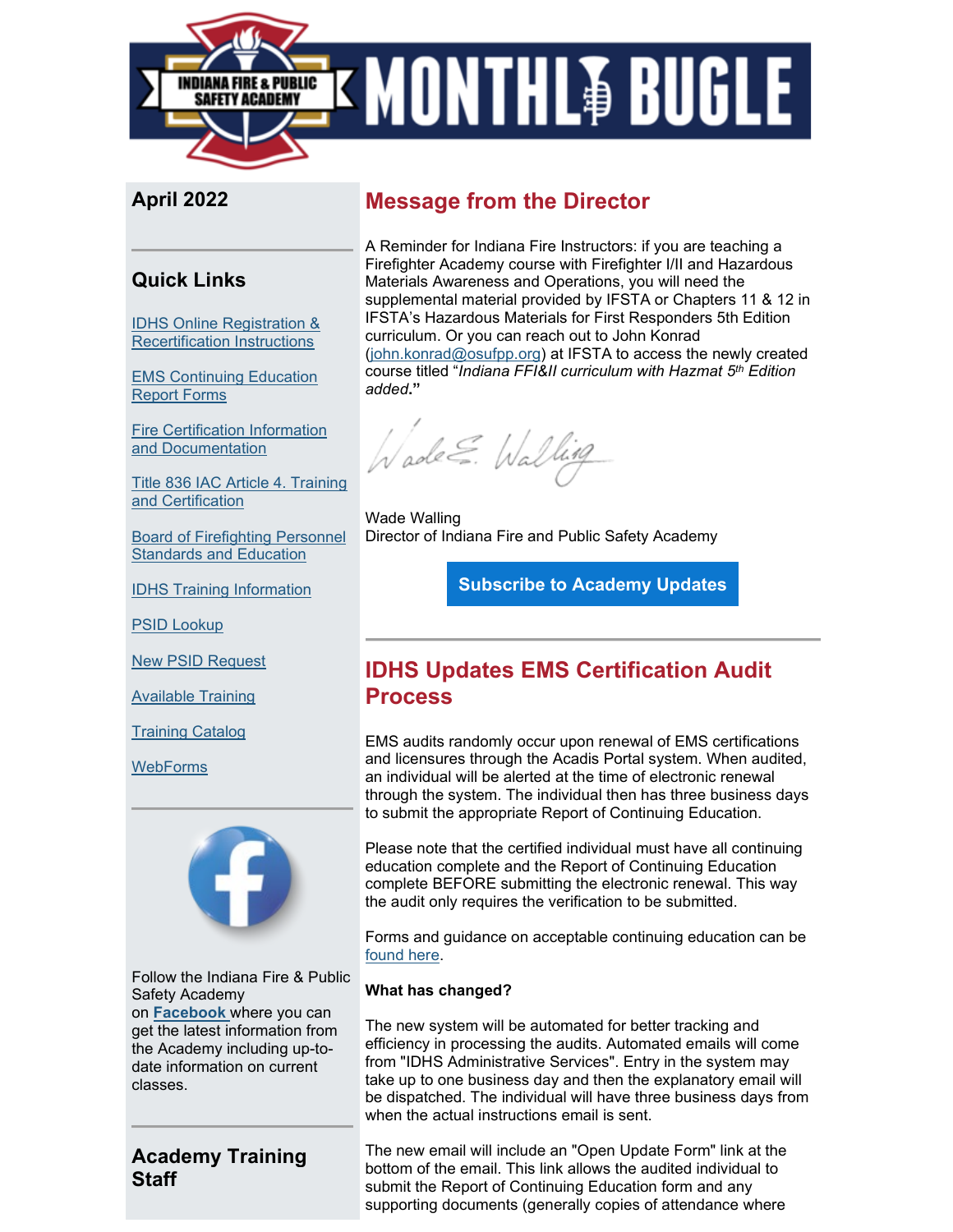# MONTHLY BUGLE

Indiana Fire & Public Safety Academy

## April 2022

## Quick Links

[IDHS Online Registration & Recertification Instructions]

[EMS Continuing Education Report Forms]

[Fire Certification Information and Documentation]

[Title 836 IAC Article 4. Training and Certification]

[Board of Firefighting Personnel Standards and Education]

[IDHS Training Information]

[PSID Lookup]

[New PSID Request]

[Available Training]

[Training Catalog]

[WebForms]

Follow the Indiana Fire & Public Safety Academy on **Facebook** where you can get the latest information from the Academy including up-to-date information on current classes.

## Academy Training Staff

## Message from the Director

A Reminder for Indiana Fire Instructors: if you are teaching a Firefighter Academy course with Firefighter I/II and Hazardous Materials Awareness and Operations, you will need the supplemental material provided by IFSTA or Chapters 11 & 12 in IFSTA's Hazardous Materials for First Responders 5th Edition curriculum. Or you can reach out to John Konrad (john.konrad@osufpp.org) at IFSTA to access the newly created course titled "*Indiana FFI&II curriculum with Hazmat 5th Edition added***."**

Wade Walling
Director of Indiana Fire and Public Safety Academy

Subscribe to Academy Updates

## IDHS Updates EMS Certification Audit Process

EMS audits randomly occur upon renewal of EMS certifications and licensures through the Acadis Portal system. When audited, an individual will be alerted at the time of electronic renewal through the system. The individual then has three business days to submit the appropriate Report of Continuing Education.

Please note that the certified individual must have all continuing education complete and the Report of Continuing Education complete BEFORE submitting the electronic renewal. This way the audit only requires the verification to be submitted.

Forms and guidance on acceptable continuing education can be found here.

**What has changed?**

The new system will be automated for better tracking and efficiency in processing the audits. Automated emails will come from "IDHS Administrative Services". Entry in the system may take up to one business day and then the explanatory email will be dispatched. The individual will have three business days from when the actual instructions email is sent.

The new email will include an "Open Update Form" link at the bottom of the email. This link allows the audited individual to submit the Report of Continuing Education form and any supporting documents (generally copies of attendance where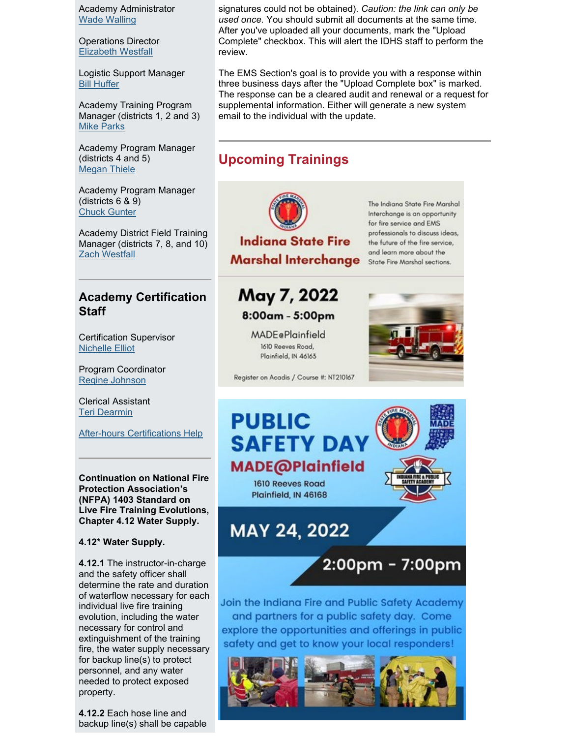Academy Administrator
Wade Walling

Operations Director
Elizabeth Westfall

Logistic Support Manager
Bill Huffer

Academy Training Program Manager (districts 1, 2 and 3)
Mike Parks

Academy Program Manager (districts 4 and 5)
Megan Thiele

Academy Program Manager (districts 6 & 9)
Chuck Gunter

Academy District Field Training Manager (districts 7, 8, and 10)
Zach Westfall

## Academy Certification Staff

Certification Supervisor
Nichelle Elliot

Program Coordinator
Regine Johnson

Clerical Assistant
Teri Dearmin

After-hours Certifications Help

**Continuation on National Fire Protection Association's (NFPA) 1403 Standard on Live Fire Training Evolutions, Chapter 4.12 Water Supply.**

**4.12\* Water Supply.**

**4.12.1** The instructor-in-charge and the safety officer shall determine the rate and duration of waterflow necessary for each individual live fire training evolution, including the water necessary for control and extinguishment of the training fire, the water supply necessary for backup line(s) to protect personnel, and any water needed to protect exposed property.

**4.12.2** Each hose line and backup line(s) shall be capable

signatures could not be obtained). *Caution: the link can only be used once.* You should submit all documents at the same time. After you've uploaded all your documents, mark the "Upload Complete" checkbox. This will alert the IDHS staff to perform the review.

The EMS Section's goal is to provide you with a response within three business days after the "Upload Complete box" is marked. The response can be a cleared audit and renewal or a request for supplemental information. Either will generate a new system email to the individual with the update.

## Upcoming Trainings

**Indiana State Fire Marshal Interchange**

The Indiana State Fire Marshal Interchange is an opportunity for fire service and EMS professionals to discuss ideas, the future of the fire service, and learn more about the State Fire Marshal sections.

**May 7, 2022**
**8:00am - 5:00pm**

MADE@Plainfield
1610 Reeves Road,
Plainfield, IN 46163

Register on Acadis / Course #: NT210167

**PUBLIC SAFETY DAY**
**MADE@Plainfield**
1610 Reeves Road
Plainfield, IN 46168

**MAY 24, 2022**
**2:00pm - 7:00pm**

Join the Indiana Fire and Public Safety Academy and partners for a public safety day. Come explore the opportunities and offerings in public safety and get to know your local responders!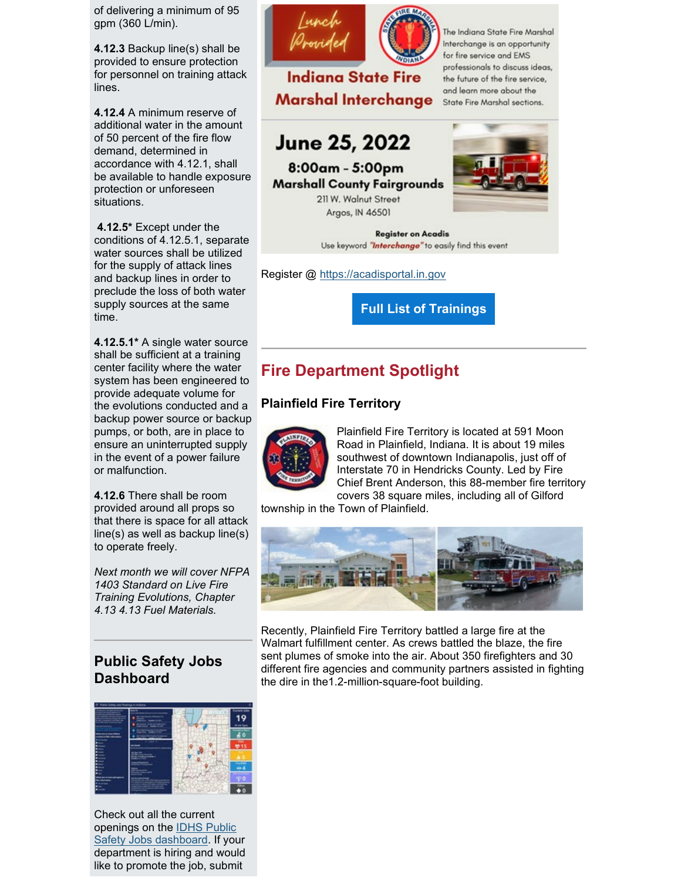of delivering a minimum of 95 gpm (360 L/min).

**4.12.3** Backup line(s) shall be provided to ensure protection for personnel on training attack lines.

**4.12.4** A minimum reserve of additional water in the amount of 50 percent of the fire flow demand, determined in accordance with 4.12.1, shall be available to handle exposure protection or unforeseen situations.

**4.12.5*** Except under the conditions of 4.12.5.1, separate water sources shall be utilized for the supply of attack lines and backup lines in order to preclude the loss of both water supply sources at the same time.

**4.12.5.1*** A single water source shall be sufficient at a training center facility where the water system has been engineered to provide adequate volume for the evolutions conducted and a backup power source or backup pumps, or both, are in place to ensure an uninterrupted supply in the event of a power failure or malfunction.

**4.12.6** There shall be room provided around all props so that there is space for all attack line(s) as well as backup line(s) to operate freely.

*Next month we will cover NFPA 1403 Standard on Live Fire Training Evolutions, Chapter 4.13 4.13 Fuel Materials.*

## Public Safety Jobs Dashboard

Check out all the current openings on the IDHS Public Safety Jobs dashboard. If your department is hiring and would like to promote the job, submit

Lunch Provided

Indiana State Fire Marshal Interchange

The Indiana State Fire Marshal Interchange is an opportunity for fire service and EMS professionals to discuss ideas, the future of the fire service, and learn more about the State Fire Marshal sections.

June 25, 2022
8:00am - 5:00pm
Marshall County Fairgrounds
211 W. Walnut Street
Argos, IN 46501

Register on Acadis
Use keyword "Interchange" to easily find this event

Register @ https://acadisportal.in.gov

**Full List of Trainings**

## Fire Department Spotlight

### Plainfield Fire Territory

Plainfield Fire Territory is located at 591 Moon Road in Plainfield, Indiana. It is about 19 miles southwest of downtown Indianapolis, just off of Interstate 70 in Hendricks County. Led by Fire Chief Brent Anderson, this 88-member fire territory covers 38 square miles, including all of Gilford township in the Town of Plainfield.

Recently, Plainfield Fire Territory battled a large fire at the Walmart fulfillment center. As crews battled the blaze, the fire sent plumes of smoke into the air. About 350 firefighters and 30 different fire agencies and community partners assisted in fighting the dire in the1.2-million-square-foot building.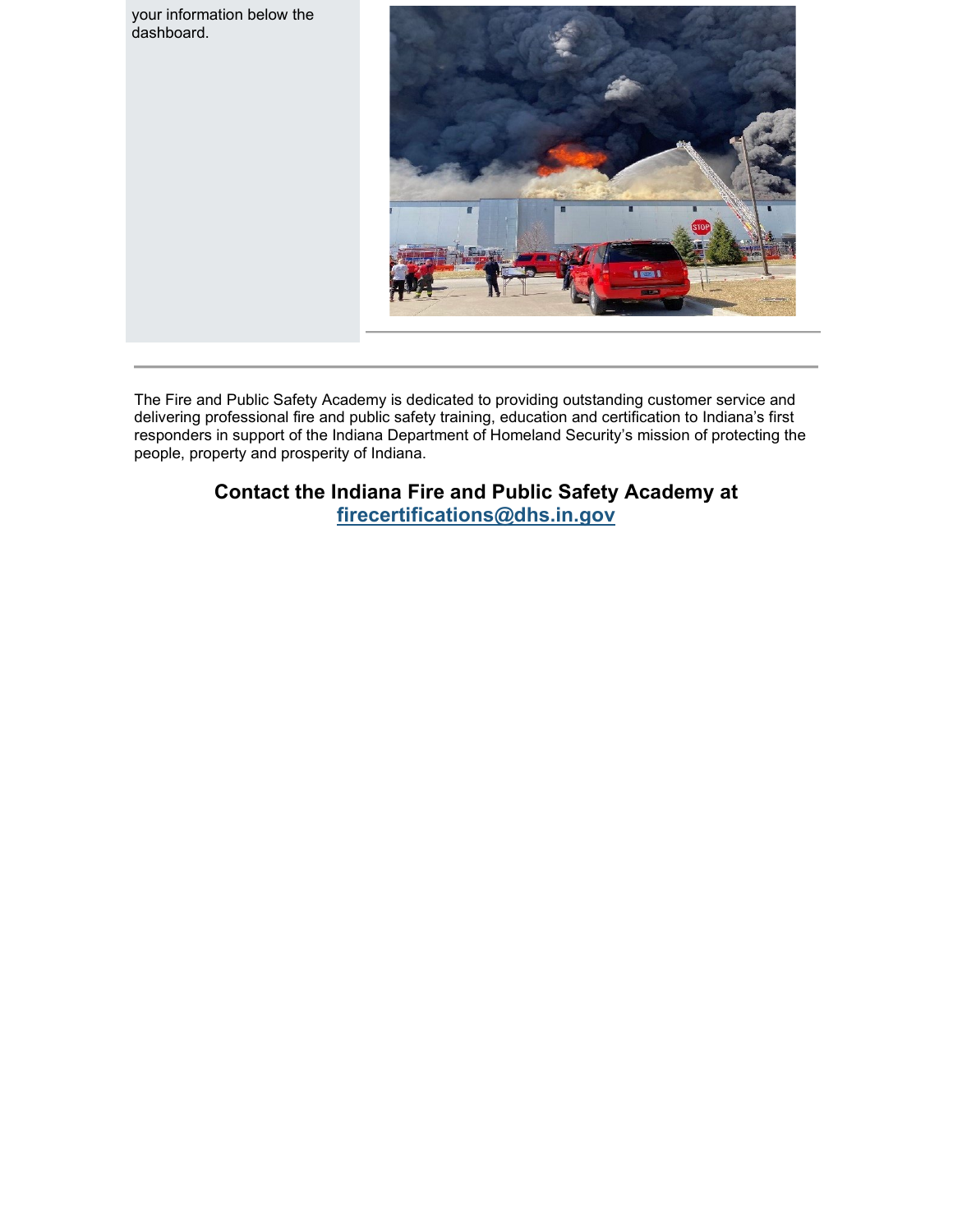your information below the dashboard.

The Fire and Public Safety Academy is dedicated to providing outstanding customer service and delivering professional fire and public safety training, education and certification to Indiana's first responders in support of the Indiana Department of Homeland Security's mission of protecting the people, property and prosperity of Indiana.

**Contact the Indiana Fire and Public Safety Academy at**
**firecertifications@dhs.in.gov**